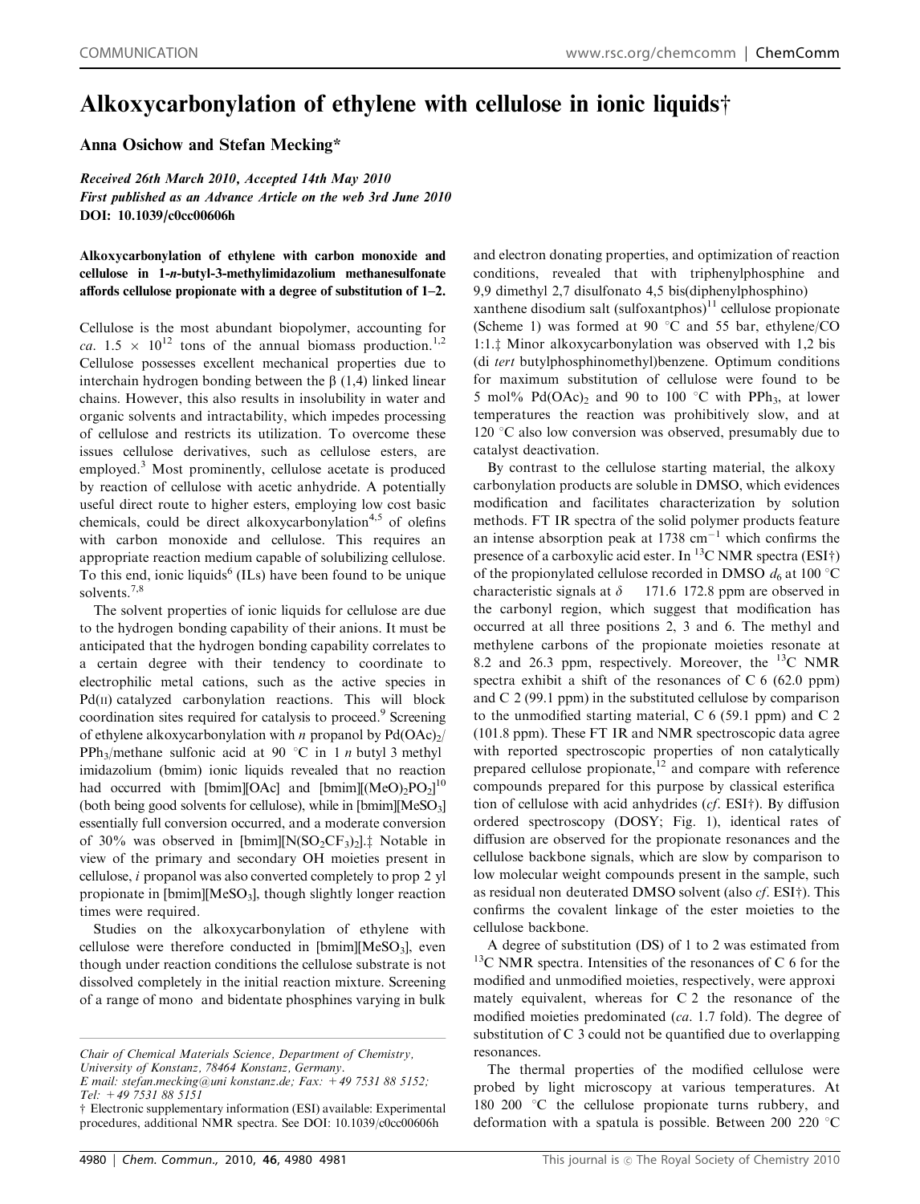# Alkoxycarbonylation of ethylene with cellulose in ionic liquids†

**Anna Osichow and Stefan Mecking***

*Received 26th March 2010, Accepted 14th May 2010*
*First published as an Advance Article on the web 3rd June 2010*
**DOI: 10.1039/c0cc00606h**

**Alkoxycarbonylation of ethylene with carbon monoxide and cellulose in 1-*n*-butyl-3-methylimidazolium methanesulfonate affords cellulose propionate with a degree of substitution of 1–2.**

Cellulose is the most abundant biopolymer, accounting for *ca.* $1.5 \times 10^{12}$ tons of the annual biomass production.[1,2] Cellulose possesses excellent mechanical properties due to interchain hydrogen bonding between the β (1,4) linked linear chains. However, this also results in insolubility in water and organic solvents and intractability, which impedes processing of cellulose and restricts its utilization. To overcome these issues cellulose derivatives, such as cellulose esters, are employed.[3] Most prominently, cellulose acetate is produced by reaction of cellulose with acetic anhydride. A potentially useful direct route to higher esters, employing low cost basic chemicals, could be direct alkoxycarbonylation[4,5] of olefins with carbon monoxide and cellulose. This requires an appropriate reaction medium capable of solubilizing cellulose. To this end, ionic liquids[6] (ILs) have been found to be unique solvents.[7,8]

The solvent properties of ionic liquids for cellulose are due to the hydrogen bonding capability of their anions. It must be anticipated that the hydrogen bonding capability correlates to a certain degree with their tendency to coordinate to electrophilic metal cations, such as the active species in Pd(II) catalyzed carbonylation reactions. This will block coordination sites required for catalysis to proceed.[9] Screening of ethylene alkoxycarbonylation with *n* propanol by $Pd(OAc)_2$/$PPh_3$/methane sulfonic acid at 90 °C in 1 *n* butyl 3 methyl imidazolium (bmim) ionic liquids revealed that no reaction had occurred with [bmim][OAc] and [bmim][$(MeO)_2PO_2$][10] (both being good solvents for cellulose), while in [bmim][$MeSO_3$] essentially full conversion occurred, and a moderate conversion of 30% was observed in [bmim][$N(SO_2CF_3)_2$].‡ Notable in view of the primary and secondary OH moieties present in cellulose, *i* propanol was also converted completely to prop 2 yl propionate in [bmim][$MeSO_3$], though slightly longer reaction times were required.

Studies on the alkoxycarbonylation of ethylene with cellulose were therefore conducted in [bmim][$MeSO_3$], even though under reaction conditions the cellulose substrate is not dissolved completely in the initial reaction mixture. Screening of a range of mono and bidentate phosphines varying in bulk and electron donating properties, and optimization of reaction conditions, revealed that with triphenylphosphine and 9,9 dimethyl 2,7 disulfonato 4,5 bis(diphenylphosphino) xanthene disodium salt (sulfoxantphos)[11] cellulose propionate (Scheme 1) was formed at 90 °C and 55 bar, ethylene/CO 1:1.‡ Minor alkoxycarbonylation was observed with 1,2 bis (di *tert* butylphosphinomethyl)benzene. Optimum conditions for maximum substitution of cellulose were found to be 5 mol% $Pd(OAc)_2$ and 90 to 100 °C with $PPh_3$, at lower temperatures the reaction was prohibitively slow, and at 120 °C also low conversion was observed, presumably due to catalyst deactivation.

By contrast to the cellulose starting material, the alkoxy carbonylation products are soluble in DMSO, which evidences modification and facilitates characterization by solution methods. FT IR spectra of the solid polymer products feature an intense absorption peak at 1738 $cm^{-1}$ which confirms the presence of a carboxylic acid ester. In $^{13}C$ NMR spectra (ESI†) of the propionylated cellulose recorded in DMSO $d_6$ at 100 °C characteristic signals at $\delta$ 171.6 172.8 ppm are observed in the carbonyl region, which suggest that modification has occurred at all three positions 2, 3 and 6. The methyl and methylene carbons of the propionate moieties resonate at 8.2 and 26.3 ppm, respectively. Moreover, the $^{13}C$ NMR spectra exhibit a shift of the resonances of C 6 (62.0 ppm) and C 2 (99.1 ppm) in the substituted cellulose by comparison to the unmodified starting material, C 6 (59.1 ppm) and C 2 (101.8 ppm). These FT IR and NMR spectroscopic data agree with reported spectroscopic properties of non catalytically prepared cellulose propionate,[12] and compare with reference compounds prepared for this purpose by classical esterification of cellulose with acid anhydrides (*cf.* ESI†). By diffusion ordered spectroscopy (DOSY; Fig. 1), identical rates of diffusion are observed for the propionate resonances and the cellulose backbone signals, which are slow by comparison to low molecular weight compounds present in the sample, such as residual non deuterated DMSO solvent (also *cf.* ESI†). This confirms the covalent linkage of the ester moieties to the cellulose backbone.

A degree of substitution (DS) of 1 to 2 was estimated from $^{13}C$ NMR spectra. Intensities of the resonances of C 6 for the modified and unmodified moieties, respectively, were approximately equivalent, whereas for C 2 the resonance of the modified moieties predominated (*ca.* 1.7 fold). The degree of substitution of C 3 could not be quantified due to overlapping resonances.

The thermal properties of the modified cellulose were probed by light microscopy at various temperatures. At 180 200 °C the cellulose propionate turns rubbery, and deformation with a spatula is possible. Between 200 220 °C

*Chair of Chemical Materials Science, Department of Chemistry, University of Konstanz, 78464 Konstanz, Germany. E mail: stefan.mecking@uni konstanz.de; Fax: +49 7531 88 5152; Tel: +49 7531 88 5151*

† Electronic supplementary information (ESI) available: Experimental procedures, additional NMR spectra. See DOI: 10.1039/c0cc00606h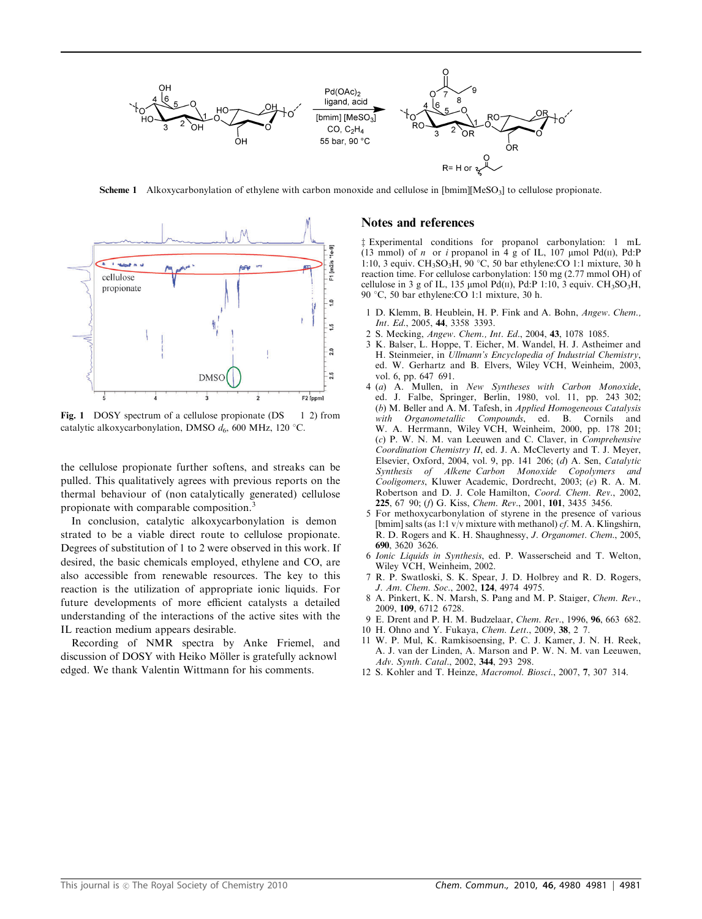Scheme 1 Alkoxycarbonylation of ethylene with carbon monoxide and cellulose in [bmim][$MeSO_3$] to cellulose propionate.

Fig. 1 DOSY spectrum of a cellulose propionate (DS 1 2) from catalytic alkoxycarbonylation, DMSO $d_6$, 600 MHz, 120 °C.

the cellulose propionate further softens, and streaks can be pulled. This qualitatively agrees with previous reports on the thermal behaviour of (non catalytically generated) cellulose propionate with comparable composition.[3]

In conclusion, catalytic alkoxycarbonylation is demonstrated to be a viable direct route to cellulose propionate. Degrees of substitution of 1 to 2 were observed in this work. If desired, the basic chemicals employed, ethylene and CO, are also accessible from renewable resources. The key to this reaction is the utilization of appropriate ionic liquids. For future developments of more efficient catalysts a detailed understanding of the interactions of the active sites with the IL reaction medium appears desirable.

Recording of NMR spectra by Anke Friemel, and discussion of DOSY with Heiko Möller is gratefully acknowledged. We thank Valentin Wittmann for his comments.

## Notes and references

‡ Experimental conditions for propanol carbonylation: 1 mL (13 mmol) of *n* or *i* propanol in 4 g of IL, 107 μmol Pd(II), Pd:P 1:10, 3 equiv. $CH_3SO_3H$, 90 °C, 50 bar ethylene:CO 1:1 mixture, 30 h reaction time. For cellulose carbonylation: 150 mg (2.77 mmol OH) of cellulose in 3 g of IL, 135 μmol Pd(II), Pd:P 1:10, 3 equiv. $CH_3SO_3H$, 90 °C, 50 bar ethylene:CO 1:1 mixture, 30 h.

1 D. Klemm, B. Heublein, H. P. Fink and A. Bohn, *Angew. Chem., Int. Ed.*, 2005, **44**, 3358 3393.
2 S. Mecking, *Angew. Chem., Int. Ed.*, 2004, **43**, 1078 1085.
3 K. Balser, L. Hoppe, T. Eicher, M. Wandel, H. J. Astheimer and H. Steinmeier, in *Ullmann's Encyclopedia of Industrial Chemistry*, ed. W. Gerhartz and B. Elvers, Wiley VCH, Weinheim, 2003, vol. 6, pp. 647 691.
4 (*a*) A. Mullen, in *New Syntheses with Carbon Monoxide*, ed. J. Falbe, Springer, Berlin, 1980, vol. 11, pp. 243 302; (*b*) M. Beller and A. M. Tafesh, in *Applied Homogeneous Catalysis with Organometallic Compounds*, ed. B. Cornils and W. A. Herrmann, Wiley VCH, Weinheim, 2000, pp. 178 201; (*c*) P. W. N. M. van Leeuwen and C. Claver, in *Comprehensive Coordination Chemistry II*, ed. J. A. McCleverty and T. J. Meyer, Elsevier, Oxford, 2004, vol. 9, pp. 141 206; (*d*) A. Sen, *Catalytic Synthesis of Alkene Carbon Monoxide Copolymers and Cooligomers*, Kluwer Academic, Dordrecht, 2003; (*e*) R. A. M. Robertson and D. J. Cole Hamilton, *Coord. Chem. Rev.*, 2002, **225**, 67 90; (*f*) G. Kiss, *Chem. Rev.*, 2001, **101**, 3435 3456.
5 For methoxycarbonylation of styrene in the presence of various [bmim] salts (as 1:1 v/v mixture with methanol) *cf.* M. A. Klingshirn, R. D. Rogers and K. H. Shaughnessy, *J. Organomet. Chem.*, 2005, **690**, 3620 3626.
6 *Ionic Liquids in Synthesis*, ed. P. Wasserscheid and T. Welton, Wiley VCH, Weinheim, 2002.
7 R. P. Swatloski, S. K. Spear, J. D. Holbrey and R. D. Rogers, *J. Am. Chem. Soc.*, 2002, **124**, 4974 4975.
8 A. Pinkert, K. N. Marsh, S. Pang and M. P. Staiger, *Chem. Rev.*, 2009, **109**, 6712 6728.
9 E. Drent and P. H. M. Budzelaar, *Chem. Rev.*, 1996, **96**, 663 682.
10 H. Ohno and Y. Fukaya, *Chem. Lett.*, 2009, **38**, 2 7.
11 W. P. Mul, K. Ramkisoensing, P. C. J. Kamer, J. N. H. Reek, A. J. van der Linden, A. Marson and P. W. N. M. van Leeuwen, *Adv. Synth. Catal.*, 2002, **344**, 293 298.
12 S. Kohler and T. Heinze, *Macromol. Biosci.*, 2007, **7**, 307 314.